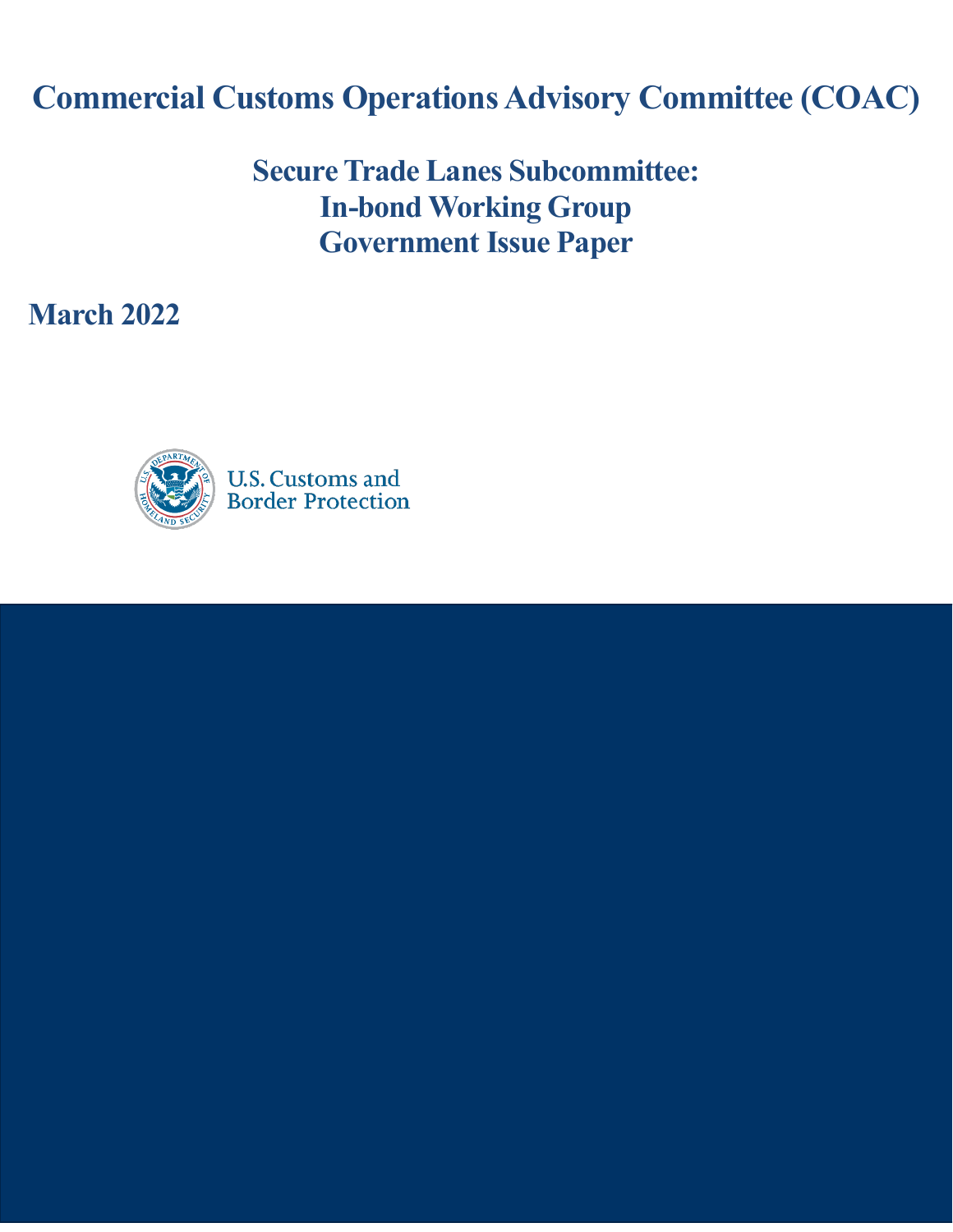# Commercial Customs Operations Advisory Committee (COAC)

## Secure Trade Lanes Subcommittee:
## In-bond Working Group
## Government Issue Paper

**March 2022**

U.S. Customs and Border Protection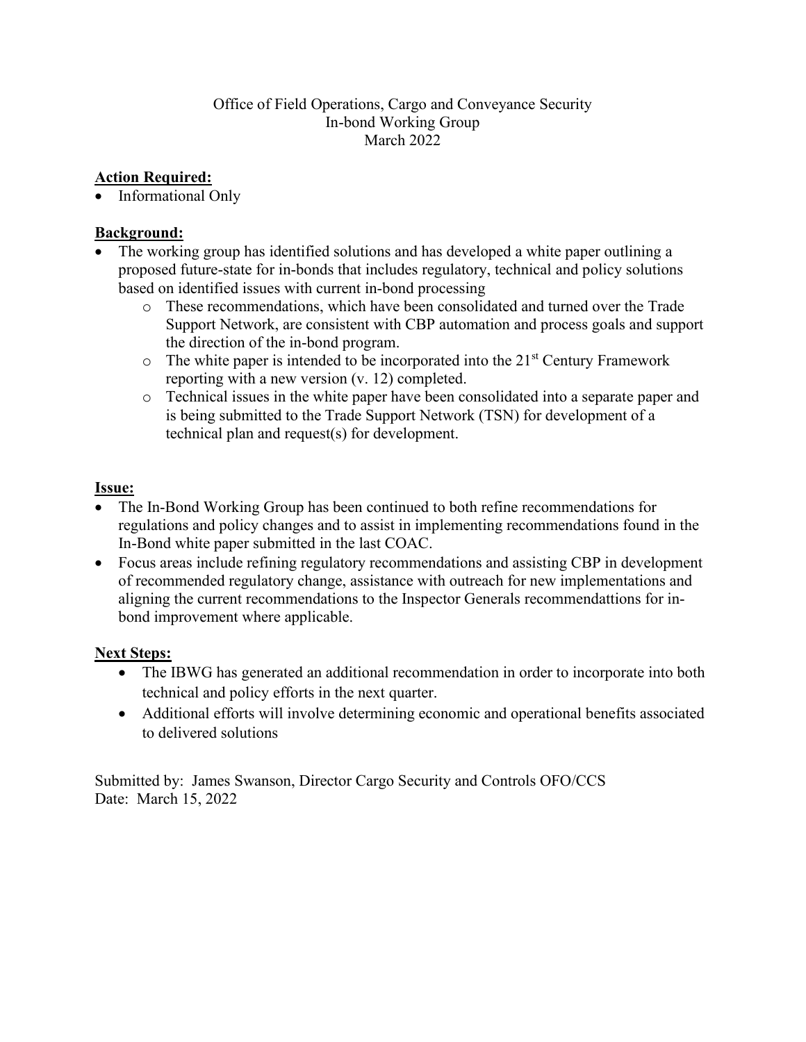Office of Field Operations, Cargo and Conveyance Security
In-bond Working Group
March 2022

**Action Required:**

- Informational Only

**Background:**

- The working group has identified solutions and has developed a white paper outlining a proposed future-state for in-bonds that includes regulatory, technical and policy solutions based on identified issues with current in-bond processing
  - These recommendations, which have been consolidated and turned over the Trade Support Network, are consistent with CBP automation and process goals and support the direction of the in-bond program.
  - The white paper is intended to be incorporated into the 21st Century Framework reporting with a new version (v. 12) completed.
  - Technical issues in the white paper have been consolidated into a separate paper and is being submitted to the Trade Support Network (TSN) for development of a technical plan and request(s) for development.

**Issue:**

- The In-Bond Working Group has been continued to both refine recommendations for regulations and policy changes and to assist in implementing recommendations found in the In-Bond white paper submitted in the last COAC.
- Focus areas include refining regulatory recommendations and assisting CBP in development of recommended regulatory change, assistance with outreach for new implementations and aligning the current recommendations to the Inspector Generals recommendattions for in-bond improvement where applicable.

**Next Steps:**

- The IBWG has generated an additional recommendation in order to incorporate into both technical and policy efforts in the next quarter.
- Additional efforts will involve determining economic and operational benefits associated to delivered solutions

Submitted by: James Swanson, Director Cargo Security and Controls OFO/CCS
Date: March 15, 2022